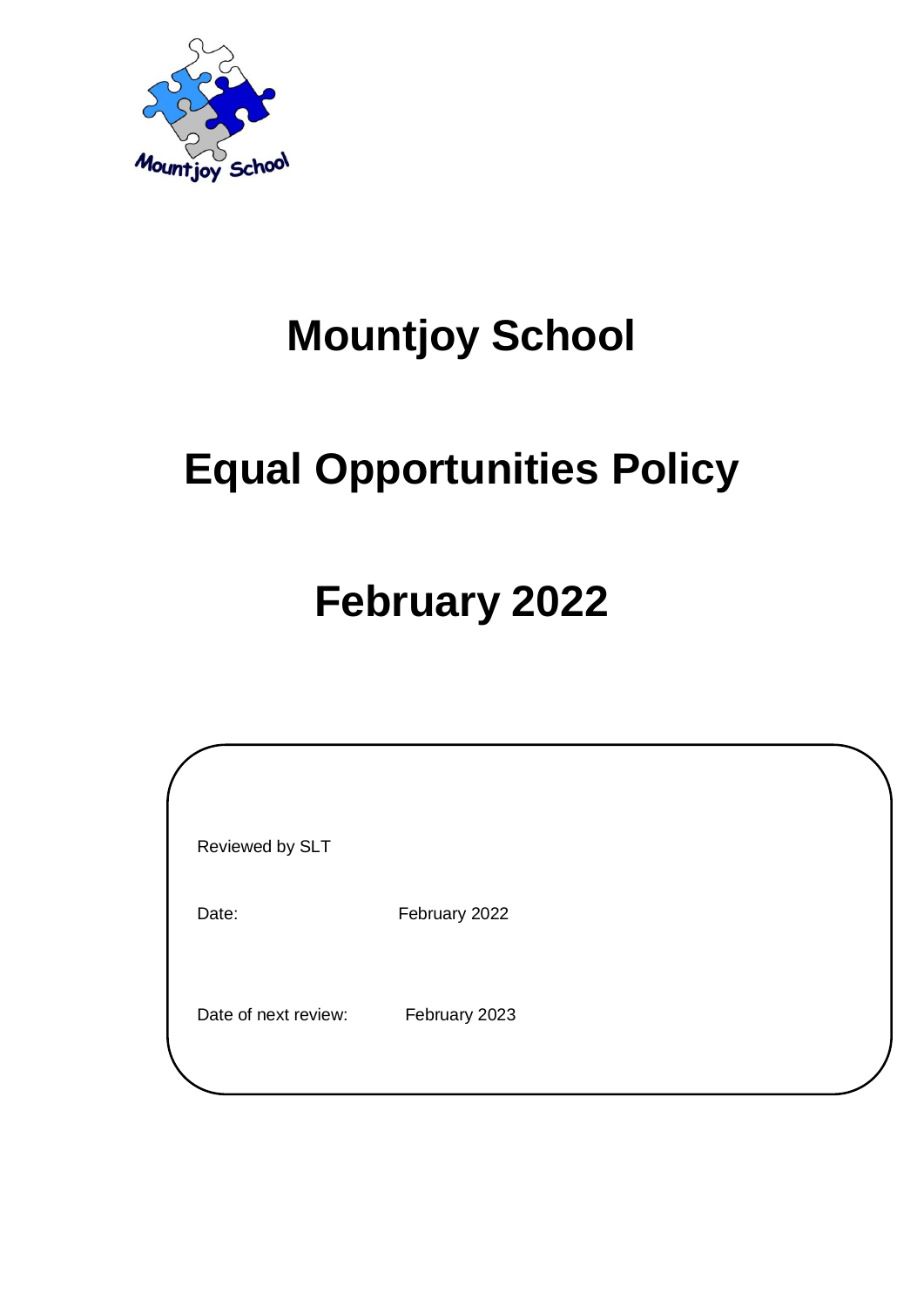# Mountjoy School

# Equal Opportunities Policy

# February 2022

Reviewed by SLT

Date: February 2022

Date of next review: February 2023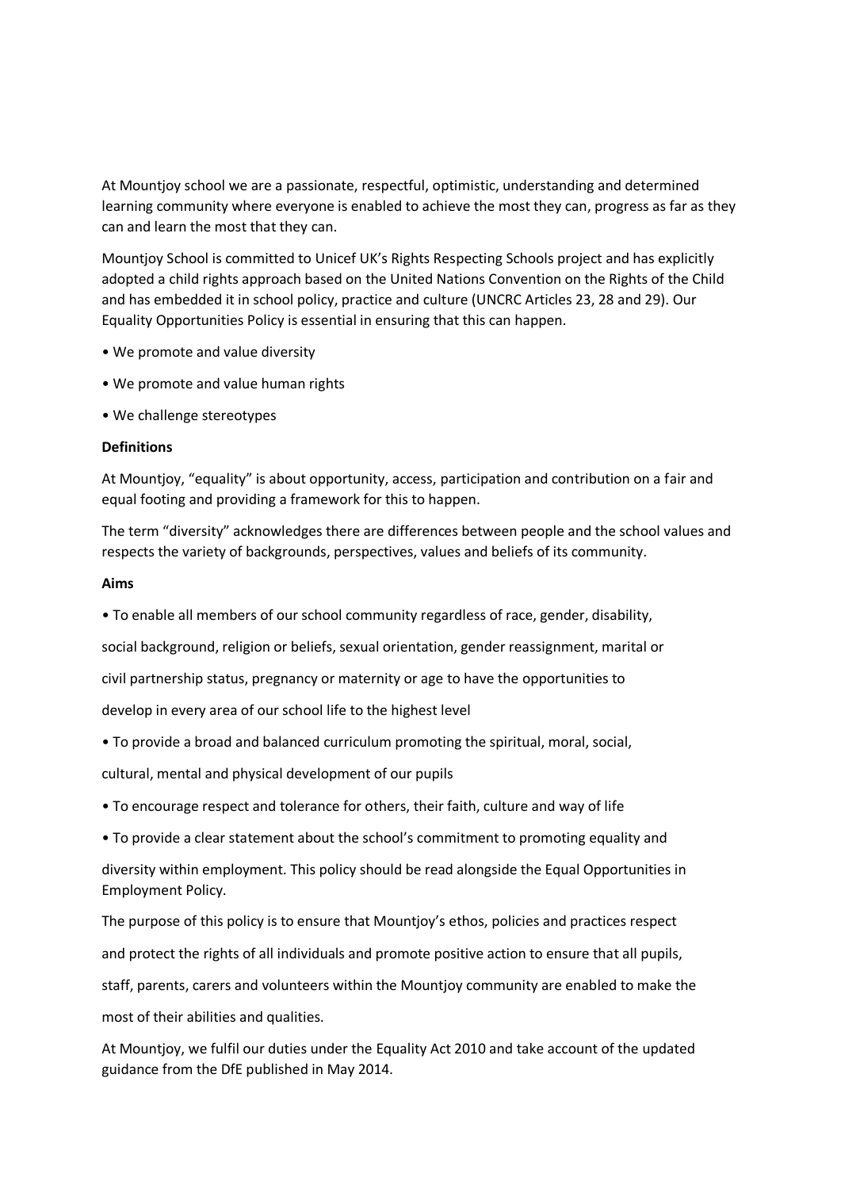At Mountjoy school we are a passionate, respectful, optimistic, understanding and determined learning community where everyone is enabled to achieve the most they can, progress as far as they can and learn the most that they can.

Mountjoy School is committed to Unicef UK's Rights Respecting Schools project and has explicitly adopted a child rights approach based on the United Nations Convention on the Rights of the Child and has embedded it in school policy, practice and culture (UNCRC Articles 23, 28 and 29). Our Equality Opportunities Policy is essential in ensuring that this can happen.

- We promote and value diversity
- We promote and value human rights
- We challenge stereotypes

**Definitions**

At Mountjoy, "equality" is about opportunity, access, participation and contribution on a fair and equal footing and providing a framework for this to happen.

The term "diversity" acknowledges there are differences between people and the school values and respects the variety of backgrounds, perspectives, values and beliefs of its community.

**Aims**

- To enable all members of our school community regardless of race, gender, disability, social background, religion or beliefs, sexual orientation, gender reassignment, marital or civil partnership status, pregnancy or maternity or age to have the opportunities to develop in every area of our school life to the highest level
- To provide a broad and balanced curriculum promoting the spiritual, moral, social, cultural, mental and physical development of our pupils
- To encourage respect and tolerance for others, their faith, culture and way of life
- To provide a clear statement about the school's commitment to promoting equality and diversity within employment. This policy should be read alongside the Equal Opportunities in Employment Policy.

The purpose of this policy is to ensure that Mountjoy's ethos, policies and practices respect and protect the rights of all individuals and promote positive action to ensure that all pupils, staff, parents, carers and volunteers within the Mountjoy community are enabled to make the most of their abilities and qualities.

At Mountjoy, we fulfil our duties under the Equality Act 2010 and take account of the updated guidance from the DfE published in May 2014.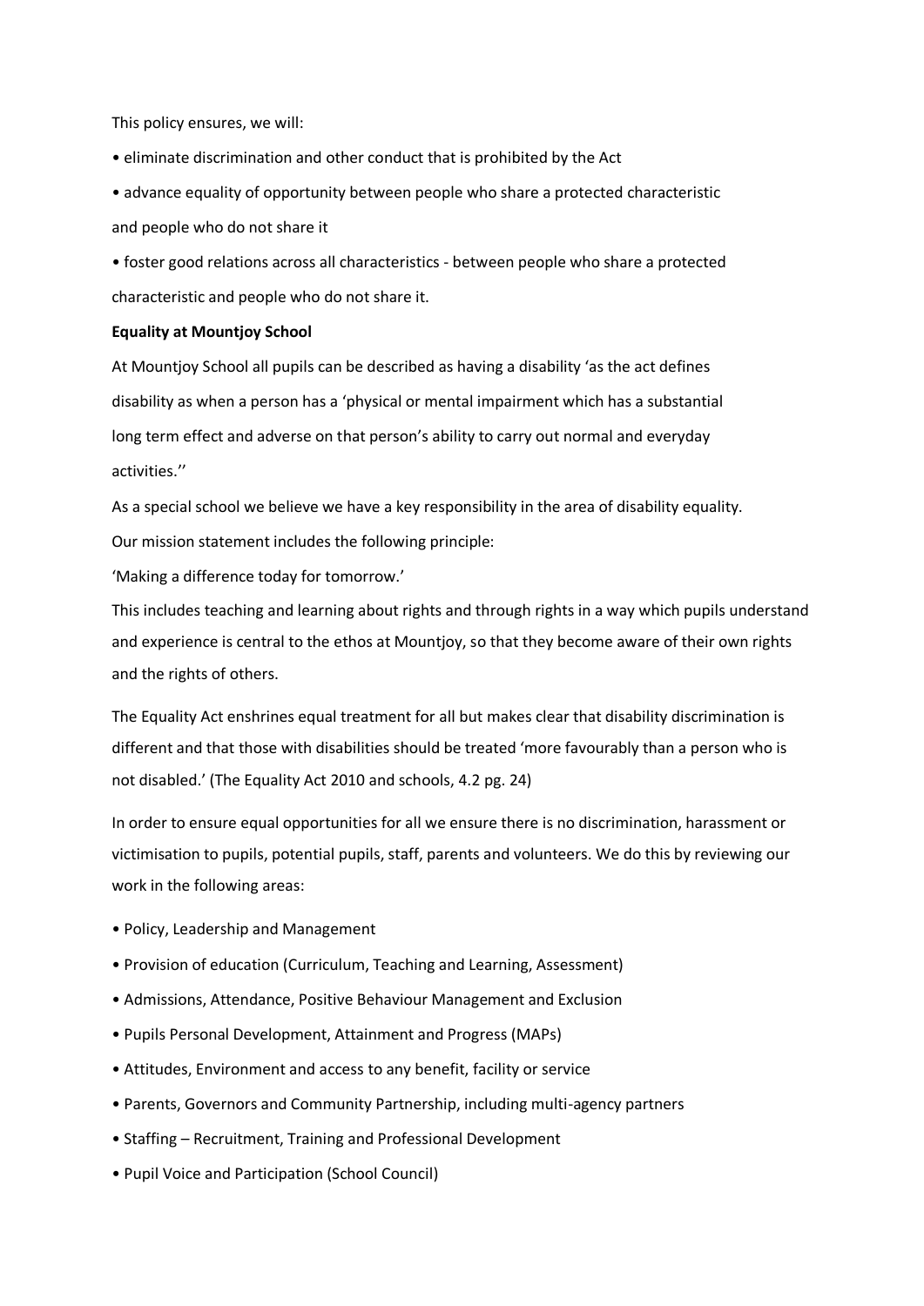This policy ensures, we will:

- eliminate discrimination and other conduct that is prohibited by the Act
- advance equality of opportunity between people who share a protected characteristic and people who do not share it
- foster good relations across all characteristics - between people who share a protected characteristic and people who do not share it.

**Equality at Mountjoy School**

At Mountjoy School all pupils can be described as having a disability 'as the act defines disability as when a person has a 'physical or mental impairment which has a substantial long term effect and adverse on that person's ability to carry out normal and everyday activities.''

As a special school we believe we have a key responsibility in the area of disability equality.

Our mission statement includes the following principle:

'Making a difference today for tomorrow.'

This includes teaching and learning about rights and through rights in a way which pupils understand and experience is central to the ethos at Mountjoy, so that they become aware of their own rights and the rights of others.

The Equality Act enshrines equal treatment for all but makes clear that disability discrimination is different and that those with disabilities should be treated 'more favourably than a person who is not disabled.' (The Equality Act 2010 and schools, 4.2 pg. 24)

In order to ensure equal opportunities for all we ensure there is no discrimination, harassment or victimisation to pupils, potential pupils, staff, parents and volunteers. We do this by reviewing our work in the following areas:

- Policy, Leadership and Management
- Provision of education (Curriculum, Teaching and Learning, Assessment)
- Admissions, Attendance, Positive Behaviour Management and Exclusion
- Pupils Personal Development, Attainment and Progress (MAPs)
- Attitudes, Environment and access to any benefit, facility or service
- Parents, Governors and Community Partnership, including multi-agency partners
- Staffing – Recruitment, Training and Professional Development
- Pupil Voice and Participation (School Council)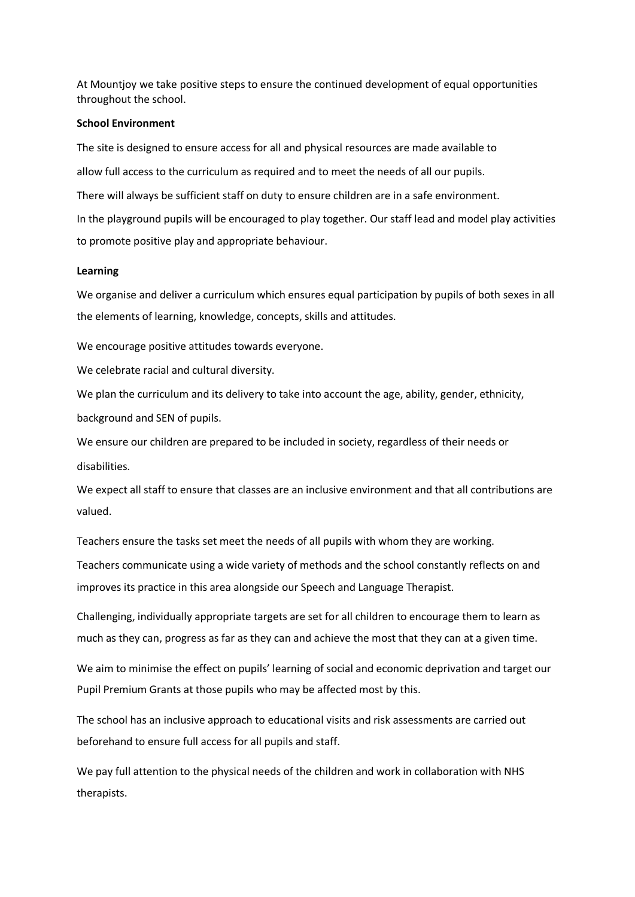At Mountjoy we take positive steps to ensure the continued development of equal opportunities throughout the school.

**School Environment**

The site is designed to ensure access for all and physical resources are made available to allow full access to the curriculum as required and to meet the needs of all our pupils.

There will always be sufficient staff on duty to ensure children are in a safe environment.

In the playground pupils will be encouraged to play together. Our staff lead and model play activities to promote positive play and appropriate behaviour.

**Learning**

We organise and deliver a curriculum which ensures equal participation by pupils of both sexes in all the elements of learning, knowledge, concepts, skills and attitudes.

We encourage positive attitudes towards everyone.

We celebrate racial and cultural diversity.

We plan the curriculum and its delivery to take into account the age, ability, gender, ethnicity, background and SEN of pupils.

We ensure our children are prepared to be included in society, regardless of their needs or disabilities.

We expect all staff to ensure that classes are an inclusive environment and that all contributions are valued.

Teachers ensure the tasks set meet the needs of all pupils with whom they are working.

Teachers communicate using a wide variety of methods and the school constantly reflects on and improves its practice in this area alongside our Speech and Language Therapist.

Challenging, individually appropriate targets are set for all children to encourage them to learn as much as they can, progress as far as they can and achieve the most that they can at a given time.

We aim to minimise the effect on pupils' learning of social and economic deprivation and target our Pupil Premium Grants at those pupils who may be affected most by this.

The school has an inclusive approach to educational visits and risk assessments are carried out beforehand to ensure full access for all pupils and staff.

We pay full attention to the physical needs of the children and work in collaboration with NHS therapists.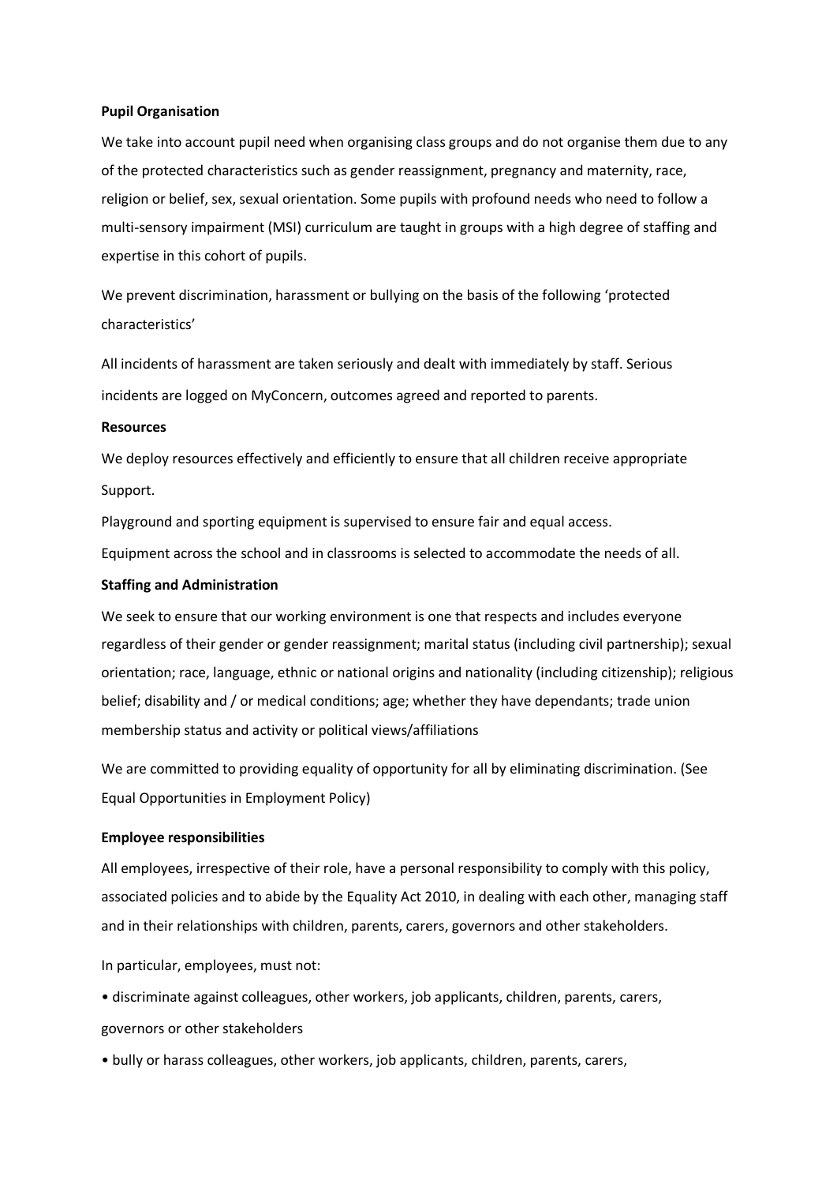**Pupil Organisation**

We take into account pupil need when organising class groups and do not organise them due to any of the protected characteristics such as gender reassignment, pregnancy and maternity, race, religion or belief, sex, sexual orientation. Some pupils with profound needs who need to follow a multi-sensory impairment (MSI) curriculum are taught in groups with a high degree of staffing and expertise in this cohort of pupils.

We prevent discrimination, harassment or bullying on the basis of the following 'protected characteristics'

All incidents of harassment are taken seriously and dealt with immediately by staff. Serious incidents are logged on MyConcern, outcomes agreed and reported to parents.

**Resources**

We deploy resources effectively and efficiently to ensure that all children receive appropriate Support.

Playground and sporting equipment is supervised to ensure fair and equal access.

Equipment across the school and in classrooms is selected to accommodate the needs of all.

**Staffing and Administration**

We seek to ensure that our working environment is one that respects and includes everyone regardless of their gender or gender reassignment; marital status (including civil partnership); sexual orientation; race, language, ethnic or national origins and nationality (including citizenship); religious belief; disability and / or medical conditions; age; whether they have dependants; trade union membership status and activity or political views/affiliations

We are committed to providing equality of opportunity for all by eliminating discrimination. (See Equal Opportunities in Employment Policy)

**Employee responsibilities**

All employees, irrespective of their role, have a personal responsibility to comply with this policy, associated policies and to abide by the Equality Act 2010, in dealing with each other, managing staff and in their relationships with children, parents, carers, governors and other stakeholders.

In particular, employees, must not:

- discriminate against colleagues, other workers, job applicants, children, parents, carers, governors or other stakeholders
- bully or harass colleagues, other workers, job applicants, children, parents, carers,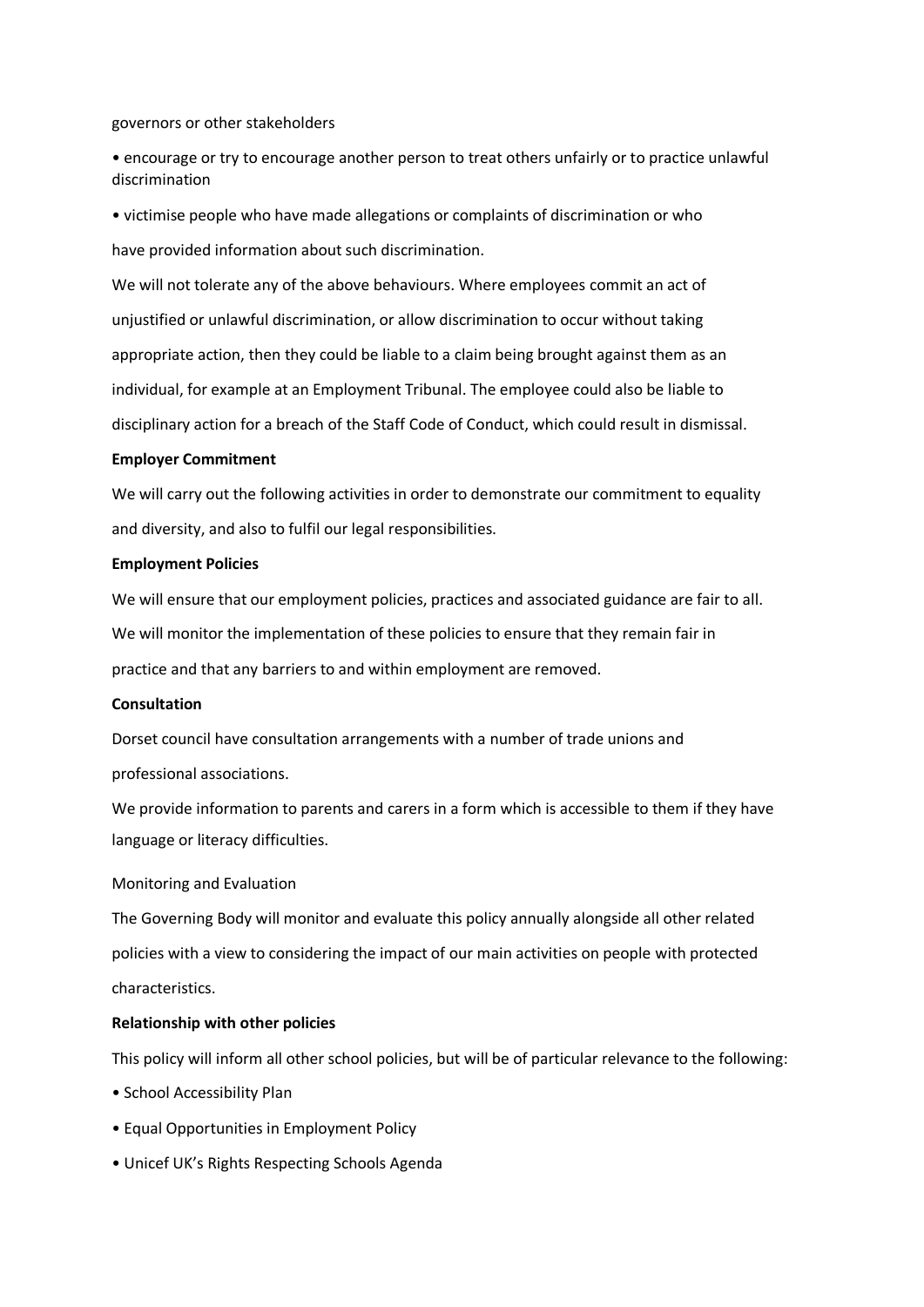governors or other stakeholders

- encourage or try to encourage another person to treat others unfairly or to practice unlawful discrimination
- victimise people who have made allegations or complaints of discrimination or who have provided information about such discrimination.

We will not tolerate any of the above behaviours. Where employees commit an act of unjustified or unlawful discrimination, or allow discrimination to occur without taking appropriate action, then they could be liable to a claim being brought against them as an individual, for example at an Employment Tribunal. The employee could also be liable to disciplinary action for a breach of the Staff Code of Conduct, which could result in dismissal.

**Employer Commitment**

We will carry out the following activities in order to demonstrate our commitment to equality and diversity, and also to fulfil our legal responsibilities.

**Employment Policies**

We will ensure that our employment policies, practices and associated guidance are fair to all. We will monitor the implementation of these policies to ensure that they remain fair in practice and that any barriers to and within employment are removed.

**Consultation**

Dorset council have consultation arrangements with a number of trade unions and professional associations.

We provide information to parents and carers in a form which is accessible to them if they have language or literacy difficulties.

Monitoring and Evaluation

The Governing Body will monitor and evaluate this policy annually alongside all other related policies with a view to considering the impact of our main activities on people with protected characteristics.

**Relationship with other policies**

This policy will inform all other school policies, but will be of particular relevance to the following:

- School Accessibility Plan
- Equal Opportunities in Employment Policy
- Unicef UK's Rights Respecting Schools Agenda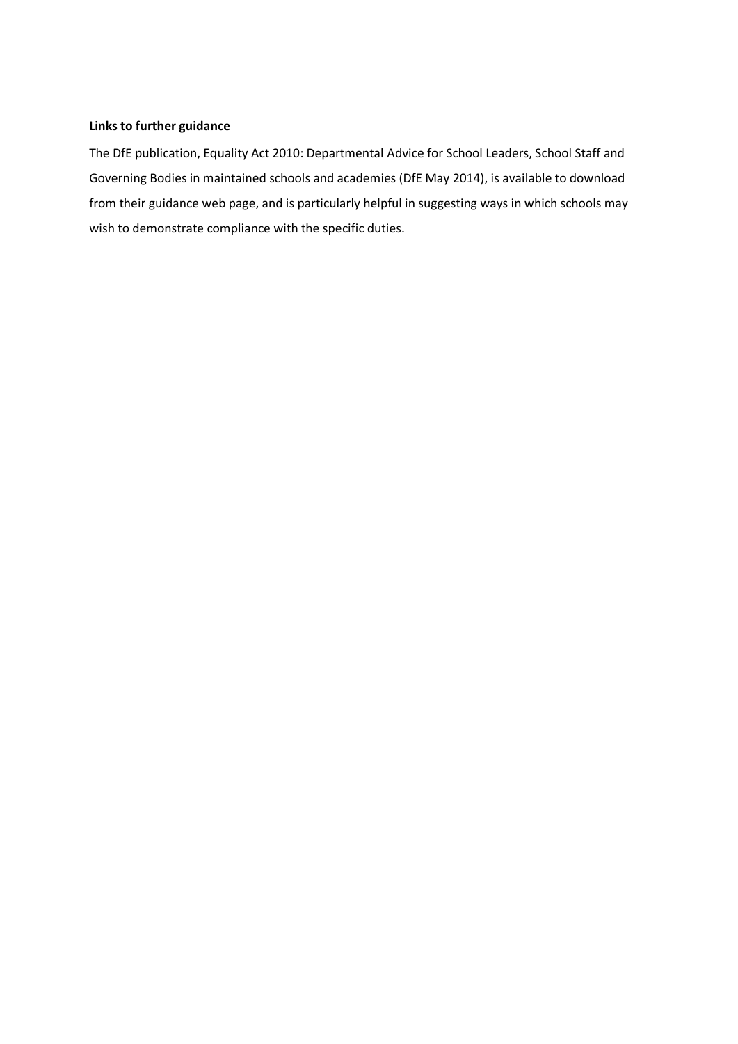**Links to further guidance**

The DfE publication, Equality Act 2010: Departmental Advice for School Leaders, School Staff and Governing Bodies in maintained schools and academies (DfE May 2014), is available to download from their guidance web page, and is particularly helpful in suggesting ways in which schools may wish to demonstrate compliance with the specific duties.